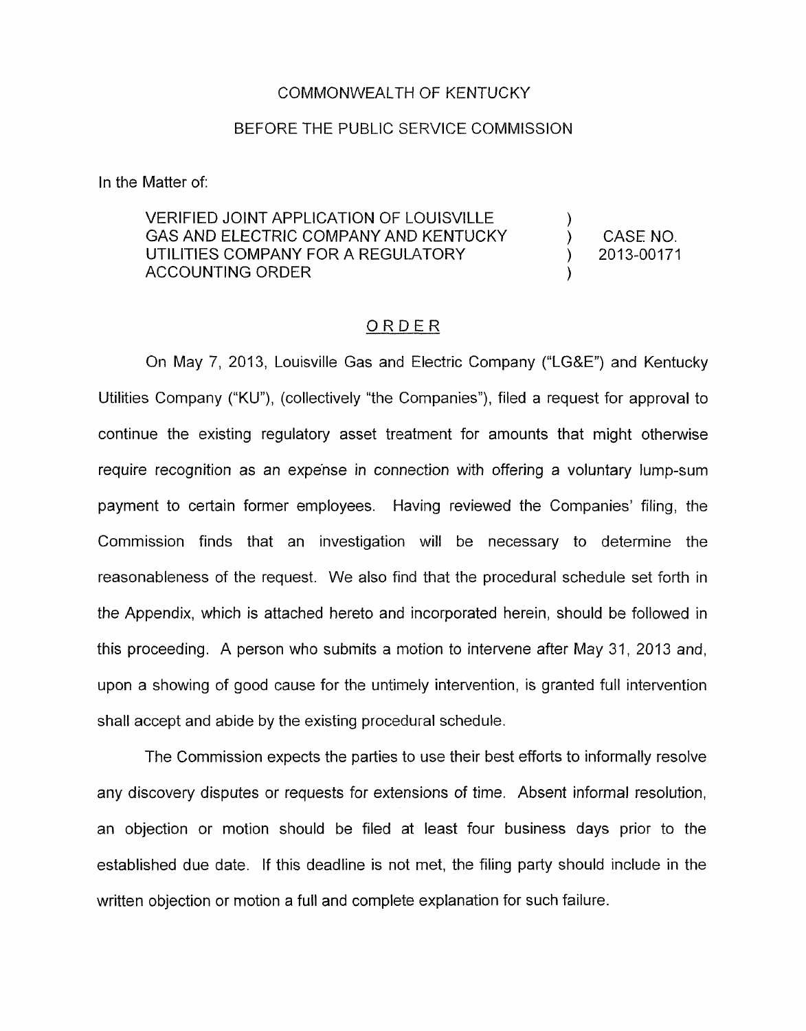COMMONWEALTH OF KENTUCKY

BEFORE THE PUBLIC SERVICE COMMISSION

In the Matter of:

| | | |
|---|---|---|
| VERIFIED JOINT APPLICATION OF LOUISVILLE GAS AND ELECTRIC COMPANY AND KENTUCKY UTILITIES COMPANY FOR A REGULATORY ACCOUNTING ORDER | ) ) ) ) | CASE NO. 2013-00171 |

## ORDER

On May 7, 2013, Louisville Gas and Electric Company ("LG&E") and Kentucky Utilities Company ("KU"), (collectively "the Companies"), filed a request for approval to continue the existing regulatory asset treatment for amounts that might otherwise require recognition as an expense in connection with offering a voluntary lump-sum payment to certain former employees. Having reviewed the Companies' filing, the Commission finds that an investigation will be necessary to determine the reasonableness of the request. We also find that the procedural schedule set forth in the Appendix, which is attached hereto and incorporated herein, should be followed in this proceeding. A person who submits a motion to intervene after May 31, 2013 and, upon a showing of good cause for the untimely intervention, is granted full intervention shall accept and abide by the existing procedural schedule.

The Commission expects the parties to use their best efforts to informally resolve any discovery disputes or requests for extensions of time. Absent informal resolution, an objection or motion should be filed at least four business days prior to the established due date. If this deadline is not met, the filing party should include in the written objection or motion a full and complete explanation for such failure.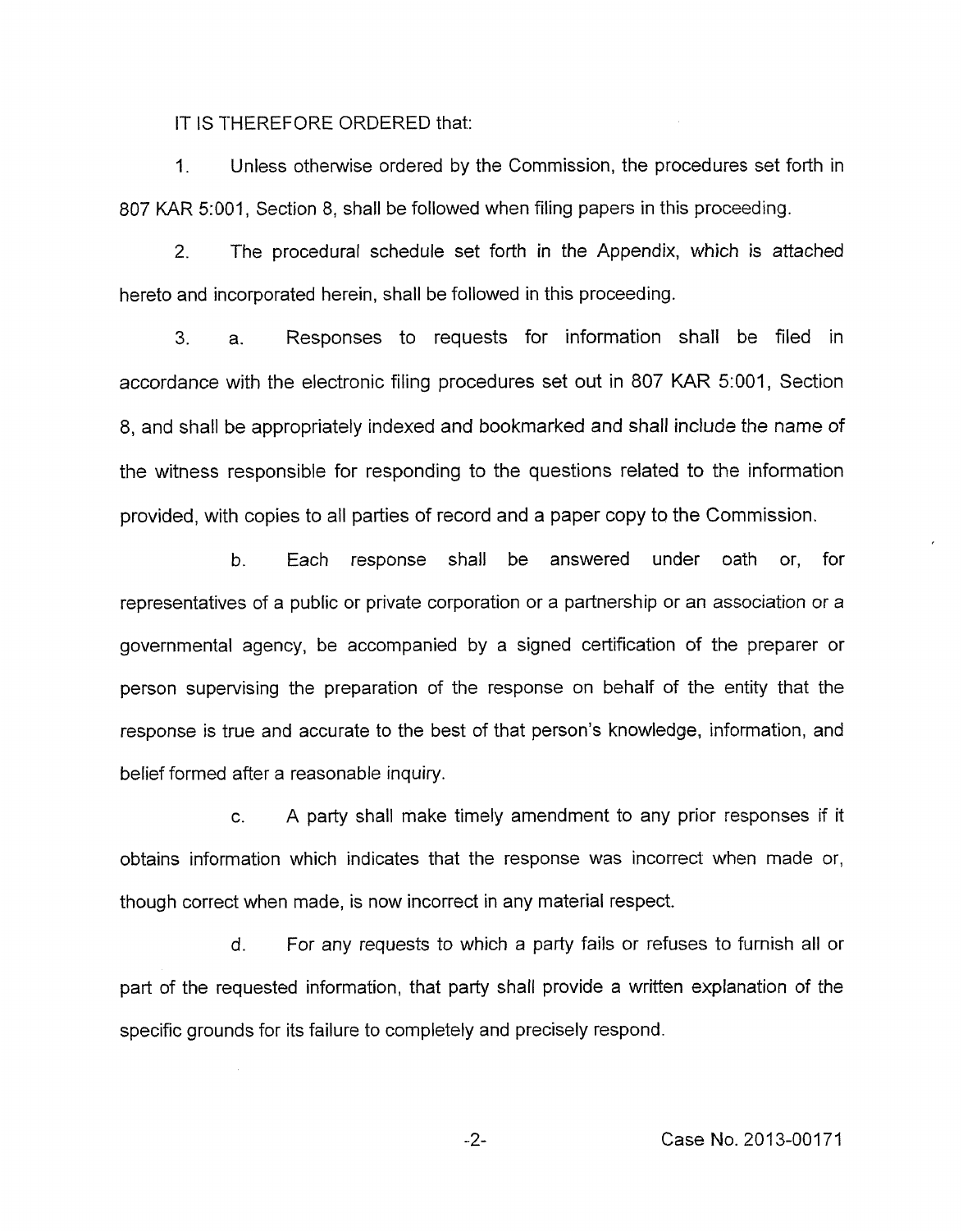IT IS THEREFORE ORDERED that:

1. Unless otherwise ordered by the Commission, the procedures set forth in 807 KAR 5:001, Section 8, shall be followed when filing papers in this proceeding.

2. The procedural schedule set forth in the Appendix, which is attached hereto and incorporated herein, shall be followed in this proceeding.

3. a. Responses to requests for information shall be filed in accordance with the electronic filing procedures set out in 807 KAR 5:001, Section 8, and shall be appropriately indexed and bookmarked and shall include the name of the witness responsible for responding to the questions related to the information provided, with copies to all parties of record and a paper copy to the Commission.

b. Each response shall be answered under oath or, for representatives of a public or private corporation or a partnership or an association or a governmental agency, be accompanied by a signed certification of the preparer or person supervising the preparation of the response on behalf of the entity that the response is true and accurate to the best of that person's knowledge, information, and belief formed after a reasonable inquiry.

c. A party shall make timely amendment to any prior responses if it obtains information which indicates that the response was incorrect when made or, though correct when made, is now incorrect in any material respect.

d. For any requests to which a party fails or refuses to furnish all or part of the requested information, that party shall provide a written explanation of the specific grounds for its failure to completely and precisely respond.

Case No. 2013-00171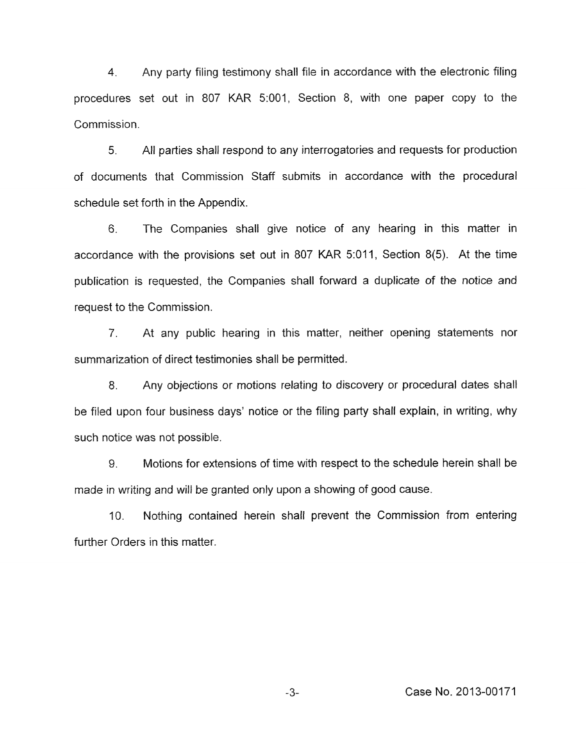4. Any party filing testimony shall file in accordance with the electronic filing procedures set out in 807 KAR 5:001, Section 8, with one paper copy to the Commission.

5. All parties shall respond to any interrogatories and requests for production of documents that Commission Staff submits in accordance with the procedural schedule set forth in the Appendix.

6. The Companies shall give notice of any hearing in this matter in accordance with the provisions set out in 807 KAR 5:011, Section 8(5). At the time publication is requested, the Companies shall forward a duplicate of the notice and request to the Commission.

7. At any public hearing in this matter, neither opening statements nor summarization of direct testimonies shall be permitted.

8. Any objections or motions relating to discovery or procedural dates shall be filed upon four business days' notice or the filing party shall explain, in writing, why such notice was not possible.

9. Motions for extensions of time with respect to the schedule herein shall be made in writing and will be granted only upon a showing of good cause.

10. Nothing contained herein shall prevent the Commission from entering further Orders in this matter.

Case No. 2013-00171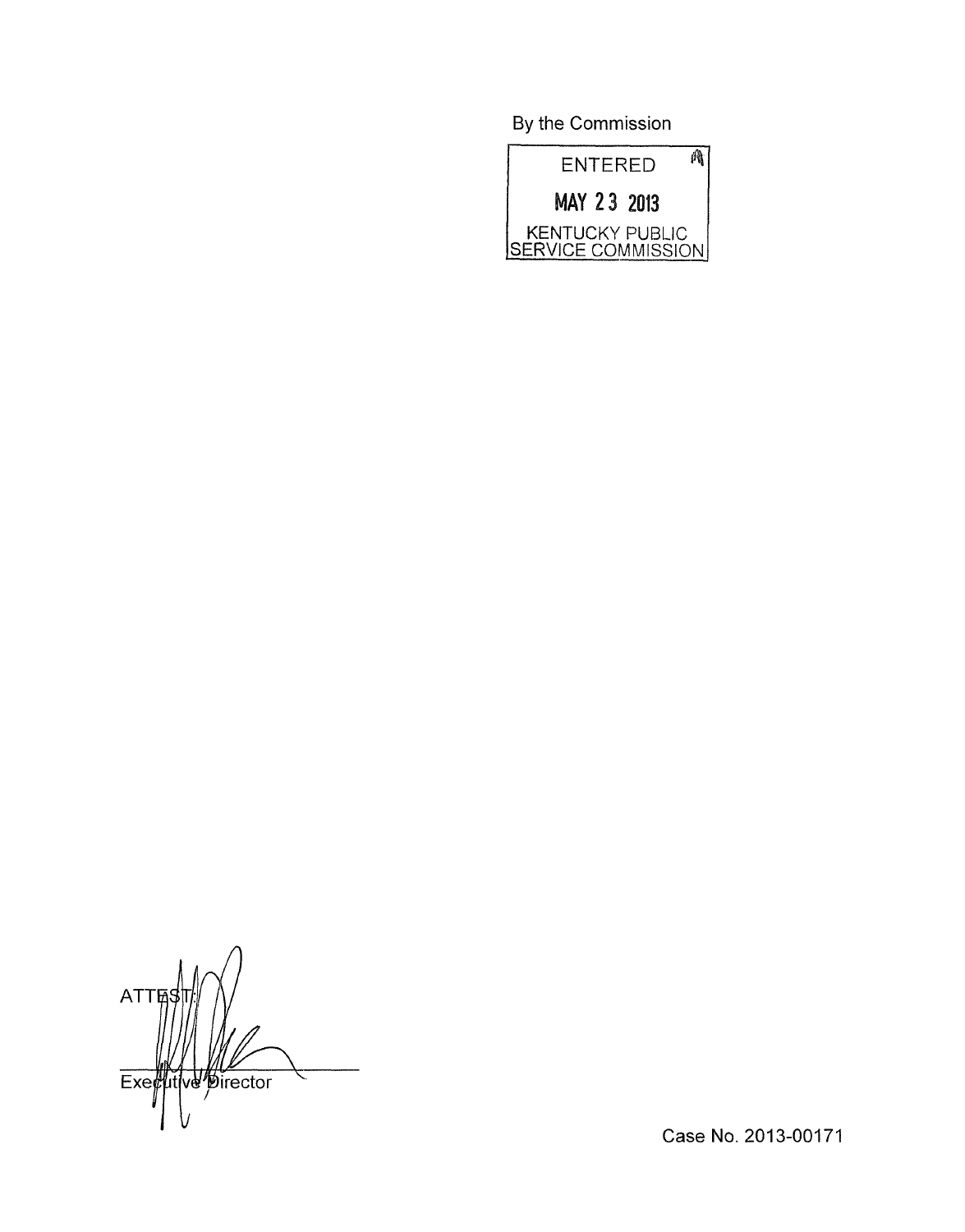By the Commission

ENTERED

MAY 23 2013

KENTUCKY PUBLIC SERVICE COMMISSION

ATTEST:

Executive Director

Case No. 2013-00171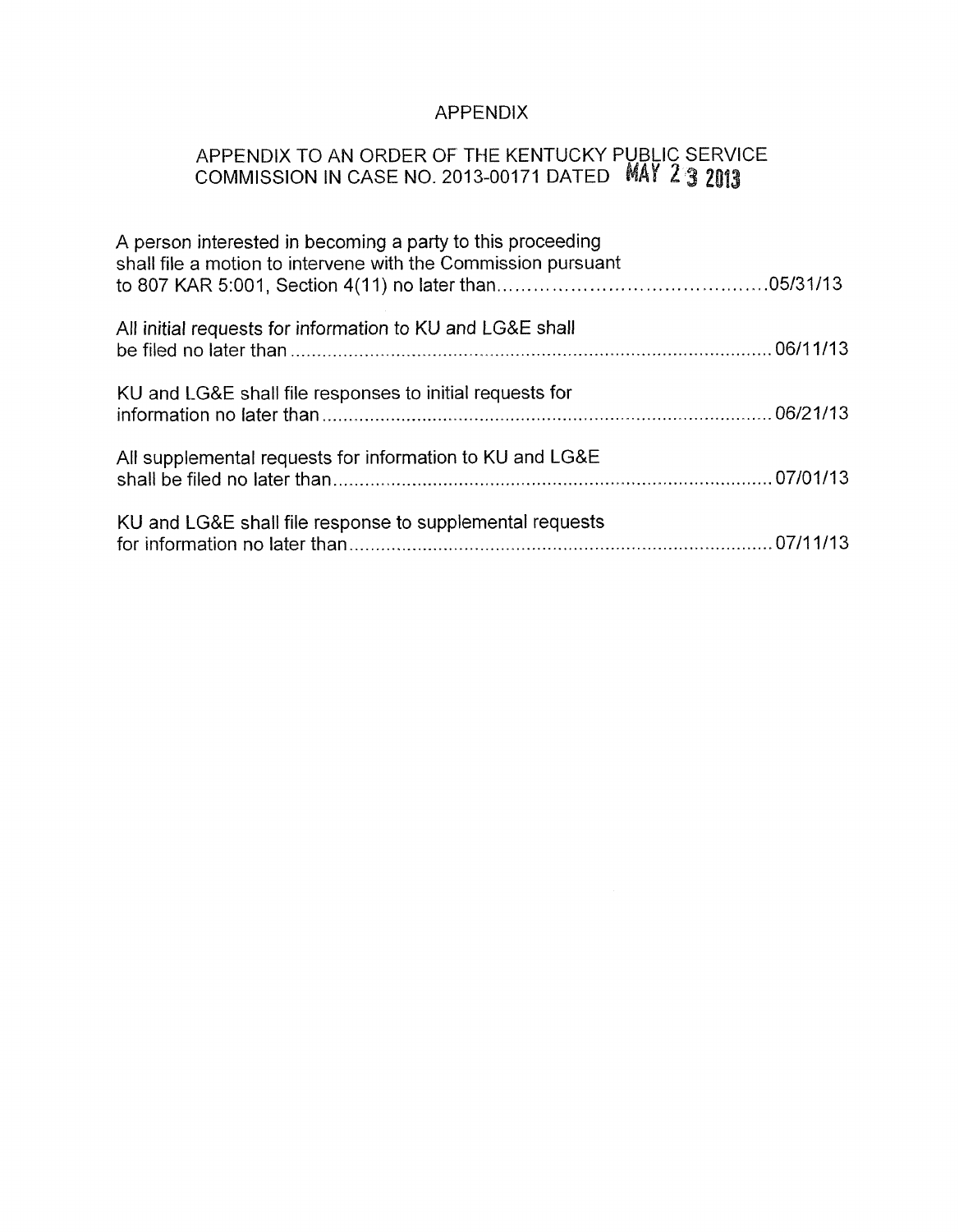# APPENDIX

## APPENDIX TO AN ORDER OF THE KENTUCKY PUBLIC SERVICE COMMISSION IN CASE NO. 2013-00171 DATED MAY 23 2013

A person interested in becoming a party to this proceeding shall file a motion to intervene with the Commission pursuant to 807 KAR 5:001, Section 4(11) no later than.......................................05/31/13

All initial requests for information to KU and LG&E shall be filed no later than.......................................06/11/13

KU and LG&E shall file responses to initial requests for information no later than.......................................06/21/13

All supplemental requests for information to KU and LG&E shall be filed no later than.......................................07/01/13

KU and LG&E shall file response to supplemental requests for information no later than.......................................07/11/13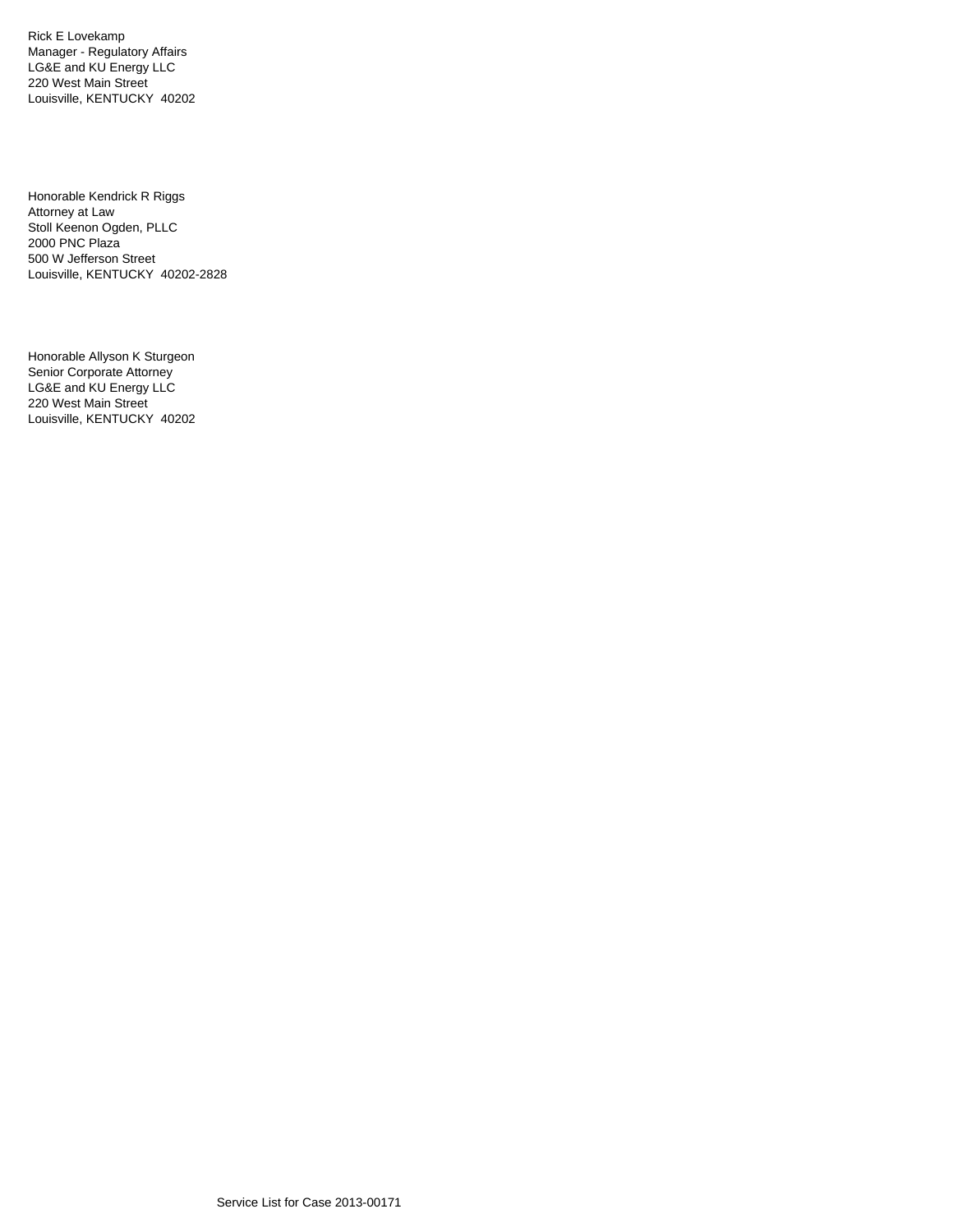Rick E Lovekamp
Manager - Regulatory Affairs
LG&E and KU Energy LLC
220 West Main Street
Louisville, KENTUCKY 40202

Honorable Kendrick R Riggs
Attorney at Law
Stoll Keenon Ogden, PLLC
2000 PNC Plaza
500 W Jefferson Street
Louisville, KENTUCKY 40202-2828

Honorable Allyson K Sturgeon
Senior Corporate Attorney
LG&E and KU Energy LLC
220 West Main Street
Louisville, KENTUCKY 40202

Service List for Case 2013-00171